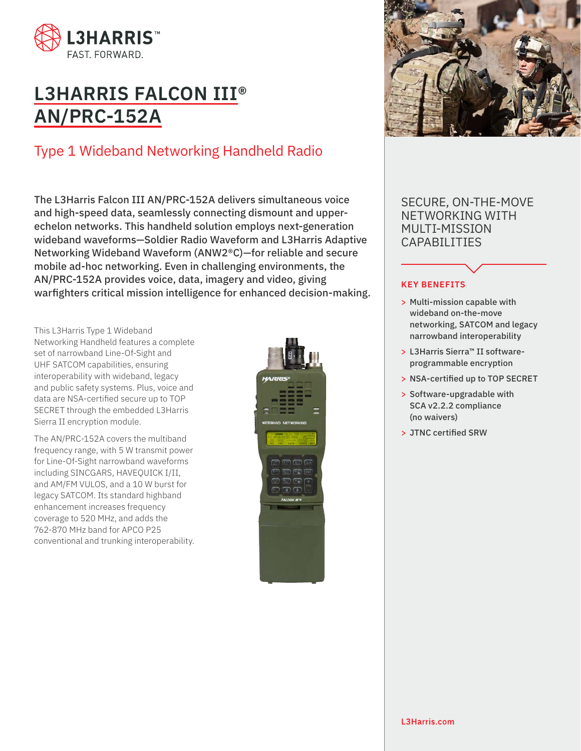L3HARRIS
FAST. FORWARD.

# L3HARRIS FALCON III® AN/PRC-152A

## Type 1 Wideband Networking Handheld Radio

**The L3Harris Falcon III AN/PRC-152A delivers simultaneous voice and high-speed data, seamlessly connecting dismount and upper-echelon networks. This handheld solution employs next-generation wideband waveforms—Soldier Radio Waveform and L3Harris Adaptive Networking Wideband Waveform (ANW2®C)—for reliable and secure mobile ad-hoc networking. Even in challenging environments, the AN/PRC-152A provides voice, data, imagery and video, giving warfighters critical mission intelligence for enhanced decision-making.**

This L3Harris Type 1 Wideband Networking Handheld features a complete set of narrowband Line-Of-Sight and UHF SATCOM capabilities, ensuring interoperability with wideband, legacy and public safety systems. Plus, voice and data are NSA-certified secure up to TOP SECRET through the embedded L3Harris Sierra II encryption module.

The AN/PRC-152A covers the multiband frequency range, with 5 W transmit power for Line-Of-Sight narrowband waveforms including SINCGARS, HAVEQUICK I/II, and AM/FM VULOS, and a 10 W burst for legacy SATCOM. Its standard highband enhancement increases frequency coverage to 520 MHz, and adds the 762-870 MHz band for APCO P25 conventional and trunking interoperability.

## SECURE, ON-THE-MOVE NETWORKING WITH MULTI-MISSION CAPABILITIES

### KEY BENEFITS

- Multi-mission capable with wideband on-the-move networking, SATCOM and legacy narrowband interoperability
- L3Harris Sierra™ II software-programmable encryption
- NSA-certified up to TOP SECRET
- Software-upgradable with SCA v2.2.2 compliance (no waivers)
- JTNC certified SRW

L3Harris.com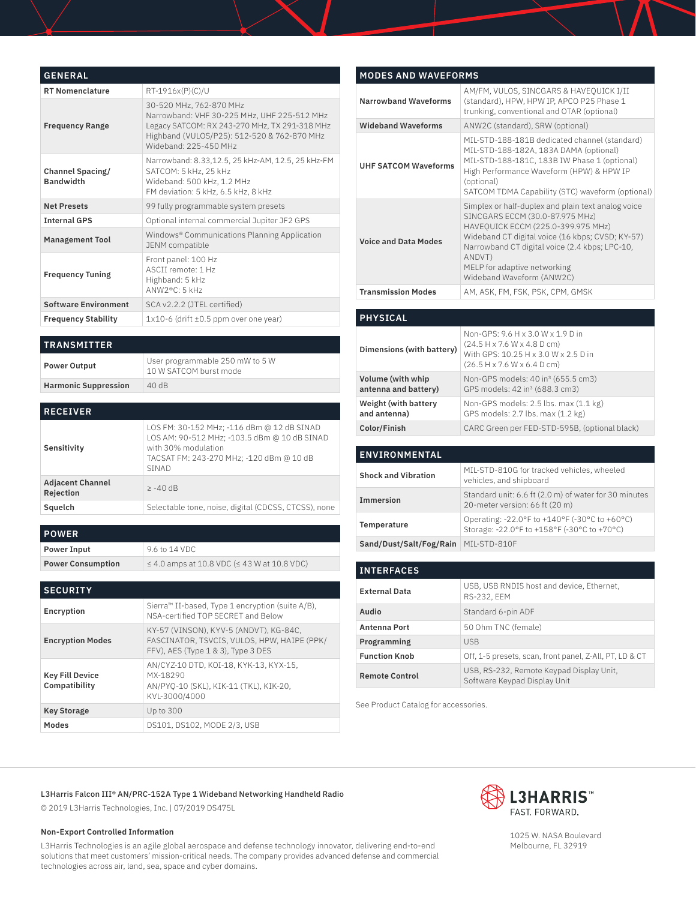## GENERAL

| | |
|---|---|
| **RT Nomenclature** | RT-1916x(P)(C)/U |
| **Frequency Range** | 30-520 MHz, 762-870 MHz<br>Narrowband: VHF 30-225 MHz, UHF 225-512 MHz<br>Legacy SATCOM: RX 243-270 MHz, TX 291-318 MHz<br>Highband (VULOS/P25): 512-520 & 762-870 MHz<br>Wideband: 225-450 MHz |
| **Channel Spacing/ Bandwidth** | Narrowband: 8.33,12.5, 25 kHz-AM, 12.5, 25 kHz-FM<br>SATCOM: 5 kHz, 25 kHz<br>Wideband: 500 kHz, 1.2 MHz<br>FM deviation: 5 kHz, 6.5 kHz, 8 kHz |
| **Net Presets** | 99 fully programmable system presets |
| **Internal GPS** | Optional internal commercial Jupiter JF2 GPS |
| **Management Tool** | Windows® Communications Planning Application JENM compatible |
| **Frequency Tuning** | Front panel: 100 Hz<br>ASCII remote: 1 Hz<br>Highband: 5 kHz<br>ANW2®C: 5 kHz |
| **Software Environment** | SCA v2.2.2 (JTEL certified) |
| **Frequency Stability** | 1x10-6 (drift ±0.5 ppm over one year) |

## TRANSMITTER

| | |
|---|---|
| **Power Output** | User programmable 250 mW to 5 W<br>10 W SATCOM burst mode |
| **Harmonic Suppression** | 40 dB |

## RECEIVER

| | |
|---|---|
| **Sensitivity** | LOS FM: 30-152 MHz; -116 dBm @ 12 dB SINAD<br>LOS AM: 90-512 MHz; -103.5 dBm @ 10 dB SINAD with 30% modulation<br>TACSAT FM: 243-270 MHz; -120 dBm @ 10 dB SINAD |
| **Adjacent Channel Rejection** | ≥ -40 dB |
| **Squelch** | Selectable tone, noise, digital (CDCSS, CTCSS), none |

## POWER

| | |
|---|---|
| **Power Input** | 9.6 to 14 VDC |
| **Power Consumption** | ≤ 4.0 amps at 10.8 VDC (≤ 43 W at 10.8 VDC) |

## SECURITY

| | |
|---|---|
| **Encryption** | Sierra™ II-based, Type 1 encryption (suite A/B), NSA-certified TOP SECRET and Below |
| **Encryption Modes** | KY-57 (VINSON), KYV-5 (ANDVT), KG-84C, FASCINATOR, TSVCIS, VULOS, HPW, HAIPE (PPK/FFV), AES (Type 1 & 3), Type 3 DES |
| **Key Fill Device Compatibility** | AN/CYZ-10 DTD, KOI-18, KYK-13, KYX-15, MX-18290<br>AN/PYQ-10 (SKL), KIK-11 (TKL), KIK-20, KVL-3000/4000 |
| **Key Storage** | Up to 300 |
| **Modes** | DS101, DS102, MODE 2/3, USB |

## MODES AND WAVEFORMS

| | |
|---|---|
| **Narrowband Waveforms** | AM/FM, VULOS, SINCGARS & HAVEQUICK I/II (standard), HPW, HPW IP, APCO P25 Phase 1 trunking, conventional and OTAR (optional) |
| **Wideband Waveforms** | ANW2C (standard), SRW (optional) |
| **UHF SATCOM Waveforms** | MIL-STD-188-181B dedicated channel (standard)<br>MIL-STD-188-182A, 183A DAMA (optional)<br>MIL-STD-188-181C, 183B IW Phase 1 (optional)<br>High Performance Waveform (HPW) & HPW IP (optional)<br>SATCOM TDMA Capability (STC) waveform (optional) |
| **Voice and Data Modes** | Simplex or half-duplex and plain text analog voice<br>SINCGARS ECCM (30.0-87.975 MHz)<br>HAVEQUICK ECCM (225.0-399.975 MHz)<br>Wideband CT digital voice (16 kbps; CVSD; KY-57)<br>Narrowband CT digital voice (2.4 kbps; LPC-10, ANDVT)<br>MELP for adaptive networking<br>Wideband Waveform (ANW2C) |
| **Transmission Modes** | AM, ASK, FM, FSK, PSK, CPM, GMSK |

## PHYSICAL

| | |
|---|---|
| **Dimensions (with battery)** | Non-GPS: 9.6 H x 3.0 W x 1.9 D in<br>(24.5 H x 7.6 W x 4.8 D cm)<br>With GPS: 10.25 H x 3.0 W x 2.5 D in<br>(26.5 H x 7.6 W x 6.4 D cm) |
| **Volume (with whip antenna and battery)** | Non-GPS models: 40 in³ (655.5 cm3)<br>GPS models: 42 in³ (688.3 cm3) |
| **Weight (with battery and antenna)** | Non-GPS models: 2.5 lbs. max (1.1 kg)<br>GPS models: 2.7 lbs. max (1.2 kg) |
| **Color/Finish** | CARC Green per FED-STD-595B, (optional black) |

## ENVIRONMENTAL

| | |
|---|---|
| **Shock and Vibration** | MIL-STD-810G for tracked vehicles, wheeled vehicles, and shipboard |
| **Immersion** | Standard unit: 6.6 ft (2.0 m) of water for 30 minutes<br>20-meter version: 66 ft (20 m) |
| **Temperature** | Operating: -22.0°F to +140°F (-30°C to +60°C)<br>Storage: -22.0°F to +158°F (-30°C to +70°C) |
| **Sand/Dust/Salt/Fog/Rain** | MIL-STD-810F |

## INTERFACES

| | |
|---|---|
| **External Data** | USB, USB RNDIS host and device, Ethernet, RS-232, EEM |
| **Audio** | Standard 6-pin ADF |
| **Antenna Port** | 50 Ohm TNC (female) |
| **Programming** | USB |
| **Function Knob** | Off, 1-5 presets, scan, front panel, Z-All, PT, LD & CT |
| **Remote Control** | USB, RS-232, Remote Keypad Display Unit, Software Keypad Display Unit |

See Product Catalog for accessories.

---

**L3Harris Falcon III® AN/PRC-152A Type 1 Wideband Networking Handheld Radio**

© 2019 L3Harris Technologies, Inc. | 07/2019 DS475L

**Non-Export Controlled Information**

L3Harris Technologies is an agile global aerospace and defense technology innovator, delivering end-to-end solutions that meet customers' mission-critical needs. The company provides advanced defense and commercial technologies across air, land, sea, space and cyber domains.

L3HARRIS™
FAST. FORWARD.

1025 W. NASA Boulevard
Melbourne, FL 32919